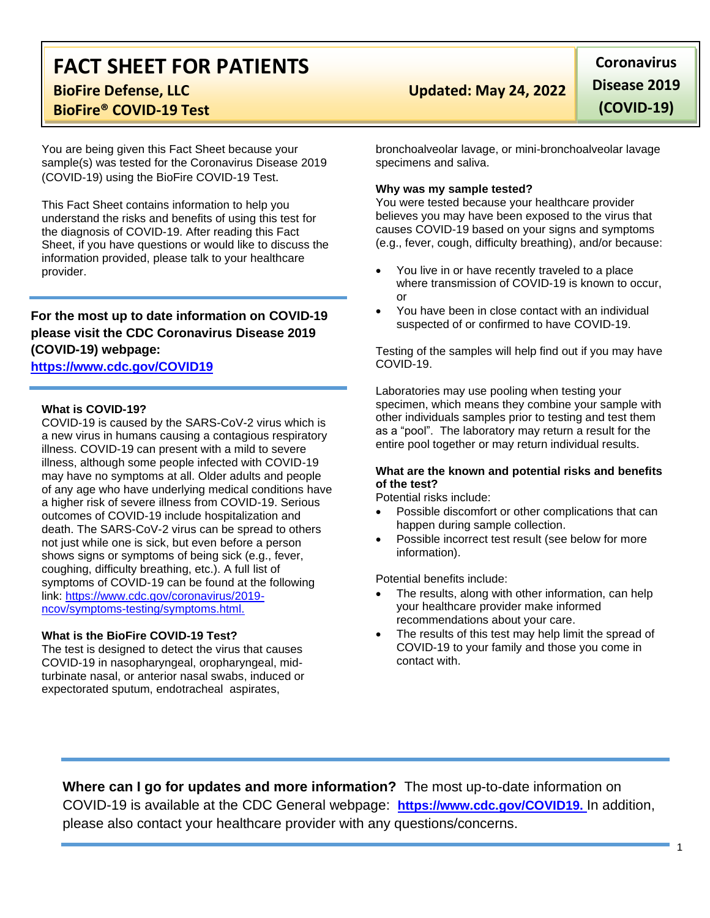# FACT SHEET FOR PATIENTS

**BioFire Defense, LLC**

**BioFire® COVID-19 Test**

**Updated: May 24, 2022**

**Coronavirus Disease 2019 (COVID-19)**

You are being given this Fact Sheet because your sample(s) was tested for the Coronavirus Disease 2019 (COVID-19) using the BioFire COVID-19 Test.

This Fact Sheet contains information to help you understand the risks and benefits of using this test for the diagnosis of COVID-19. After reading this Fact Sheet, if you have questions or would like to discuss the information provided, please talk to your healthcare provider.

**For the most up to date information on COVID-19 please visit the CDC Coronavirus Disease 2019 (COVID-19) webpage:**
**https://www.cdc.gov/COVID19**

### What is COVID-19?

COVID-19 is caused by the SARS-CoV-2 virus which is a new virus in humans causing a contagious respiratory illness. COVID-19 can present with a mild to severe illness, although some people infected with COVID-19 may have no symptoms at all. Older adults and people of any age who have underlying medical conditions have a higher risk of severe illness from COVID-19. Serious outcomes of COVID-19 include hospitalization and death. The SARS-CoV-2 virus can be spread to others not just while one is sick, but even before a person shows signs or symptoms of being sick (e.g., fever, coughing, difficulty breathing, etc.). A full list of symptoms of COVID-19 can be found at the following link: https://www.cdc.gov/coronavirus/2019-ncov/symptoms-testing/symptoms.html.

### What is the BioFire COVID-19 Test?

The test is designed to detect the virus that causes COVID-19 in nasopharyngeal, oropharyngeal, mid-turbinate nasal, or anterior nasal swabs, induced or expectorated sputum, endotracheal aspirates, bronchoalveolar lavage, or mini-bronchoalveolar lavage specimens and saliva.

### Why was my sample tested?

You were tested because your healthcare provider believes you may have been exposed to the virus that causes COVID-19 based on your signs and symptoms (e.g., fever, cough, difficulty breathing), and/or because:

- You live in or have recently traveled to a place where transmission of COVID-19 is known to occur, or
- You have been in close contact with an individual suspected of or confirmed to have COVID-19.

Testing of the samples will help find out if you may have COVID-19.

Laboratories may use pooling when testing your specimen, which means they combine your sample with other individuals samples prior to testing and test them as a "pool". The laboratory may return a result for the entire pool together or may return individual results.

### What are the known and potential risks and benefits of the test?

Potential risks include:

- Possible discomfort or other complications that can happen during sample collection.
- Possible incorrect test result (see below for more information).

Potential benefits include:

- The results, along with other information, can help your healthcare provider make informed recommendations about your care.
- The results of this test may help limit the spread of COVID-19 to your family and those you come in contact with.

**Where can I go for updates and more information?** The most up-to-date information on COVID-19 is available at the CDC General webpage: **https://www.cdc.gov/COVID19.** In addition, please also contact your healthcare provider with any questions/concerns.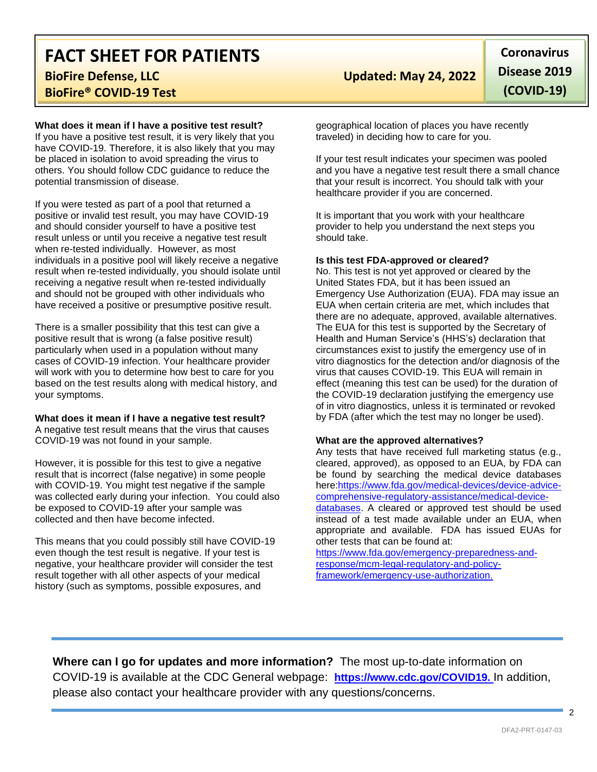# FACT SHEET FOR PATIENTS

**BioFire Defense, LLC**

**BioFire® COVID-19 Test**

**Updated: May 24, 2022**

**Coronavirus Disease 2019 (COVID-19)**

**What does it mean if I have a positive test result?**
If you have a positive test result, it is very likely that you have COVID-19. Therefore, it is also likely that you may be placed in isolation to avoid spreading the virus to others. You should follow CDC guidance to reduce the potential transmission of disease.

If you were tested as part of a pool that returned a positive or invalid test result, you may have COVID-19 and should consider yourself to have a positive test result unless or until you receive a negative test result when re-tested individually. However, as most individuals in a positive pool will likely receive a negative result when re-tested individually, you should isolate until receiving a negative result when re-tested individually and should not be grouped with other individuals who have received a positive or presumptive positive result.

There is a smaller possibility that this test can give a positive result that is wrong (a false positive result) particularly when used in a population without many cases of COVID-19 infection. Your healthcare provider will work with you to determine how best to care for you based on the test results along with medical history, and your symptoms.

**What does it mean if I have a negative test result?**
A negative test result means that the virus that causes COVID-19 was not found in your sample.

However, it is possible for this test to give a negative result that is incorrect (false negative) in some people with COVID-19. You might test negative if the sample was collected early during your infection. You could also be exposed to COVID-19 after your sample was collected and then have become infected.

This means that you could possibly still have COVID-19 even though the test result is negative. If your test is negative, your healthcare provider will consider the test result together with all other aspects of your medical history (such as symptoms, possible exposures, and geographical location of places you have recently traveled) in deciding how to care for you.

If your test result indicates your specimen was pooled and you have a negative test result there a small chance that your result is incorrect. You should talk with your healthcare provider if you are concerned.

It is important that you work with your healthcare provider to help you understand the next steps you should take.

**Is this test FDA-approved or cleared?**
No. This test is not yet approved or cleared by the United States FDA, but it has been issued an Emergency Use Authorization (EUA). FDA may issue an EUA when certain criteria are met, which includes that there are no adequate, approved, available alternatives. The EUA for this test is supported by the Secretary of Health and Human Service's (HHS's) declaration that circumstances exist to justify the emergency use of in vitro diagnostics for the detection and/or diagnosis of the virus that causes COVID-19. This EUA will remain in effect (meaning this test can be used) for the duration of the COVID-19 declaration justifying the emergency use of in vitro diagnostics, unless it is terminated or revoked by FDA (after which the test may no longer be used).

**What are the approved alternatives?**
Any tests that have received full marketing status (e.g., cleared, approved), as opposed to an EUA, by FDA can be found by searching the medical device databases here:https://www.fda.gov/medical-devices/device-advice-comprehensive-regulatory-assistance/medical-device-databases. A cleared or approved test should be used instead of a test made available under an EUA, when appropriate and available. FDA has issued EUAs for other tests that can be found at: https://www.fda.gov/emergency-preparedness-and-response/mcm-legal-regulatory-and-policy-framework/emergency-use-authorization.

**Where can I go for updates and more information?** The most up-to-date information on COVID-19 is available at the CDC General webpage: **https://www.cdc.gov/COVID19.** In addition, please also contact your healthcare provider with any questions/concerns.

DFA2-PRT-0147-03